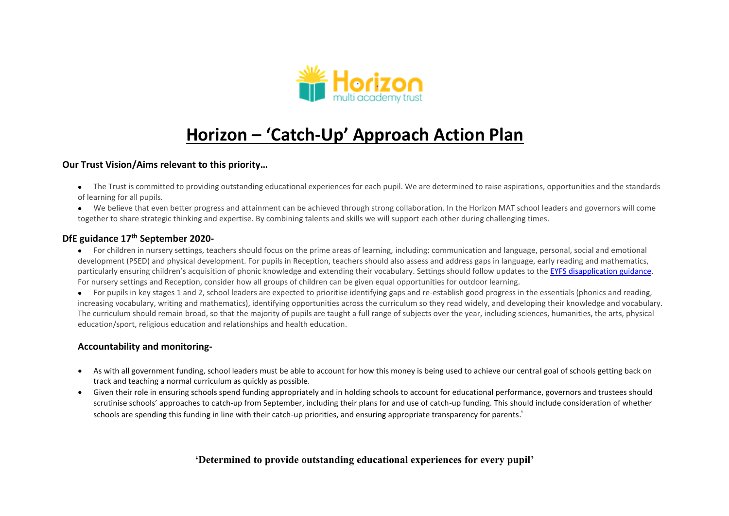# Horizon – 'Catch-Up' Approach Action Plan

### Our Trust Vision/Aims relevant to this priority…

- The Trust is committed to providing outstanding educational experiences for each pupil. We are determined to raise aspirations, opportunities and the standards of learning for all pupils.
- We believe that even better progress and attainment can be achieved through strong collaboration. In the Horizon MAT school leaders and governors will come together to share strategic thinking and expertise. By combining talents and skills we will support each other during challenging times.

### DfE guidance 17th September 2020-

- For children in nursery settings, teachers should focus on the prime areas of learning, including: communication and language, personal, social and emotional development (PSED) and physical development. For pupils in Reception, teachers should also assess and address gaps in language, early reading and mathematics, particularly ensuring children's acquisition of phonic knowledge and extending their vocabulary. Settings should follow updates to the EYFS disapplication guidance. For nursery settings and Reception, consider how all groups of children can be given equal opportunities for outdoor learning.
- For pupils in key stages 1 and 2, school leaders are expected to prioritise identifying gaps and re-establish good progress in the essentials (phonics and reading, increasing vocabulary, writing and mathematics), identifying opportunities across the curriculum so they read widely, and developing their knowledge and vocabulary. The curriculum should remain broad, so that the majority of pupils are taught a full range of subjects over the year, including sciences, humanities, the arts, physical education/sport, religious education and relationships and health education.

### Accountability and monitoring-

- As with all government funding, school leaders must be able to account for how this money is being used to achieve our central goal of schools getting back on track and teaching a normal curriculum as quickly as possible.
- Given their role in ensuring schools spend funding appropriately and in holding schools to account for educational performance, governors and trustees should scrutinise schools' approaches to catch-up from September, including their plans for and use of catch-up funding. This should include consideration of whether schools are spending this funding in line with their catch-up priorities, and ensuring appropriate transparency for parents.'

**'Determined to provide outstanding educational experiences for every pupil'**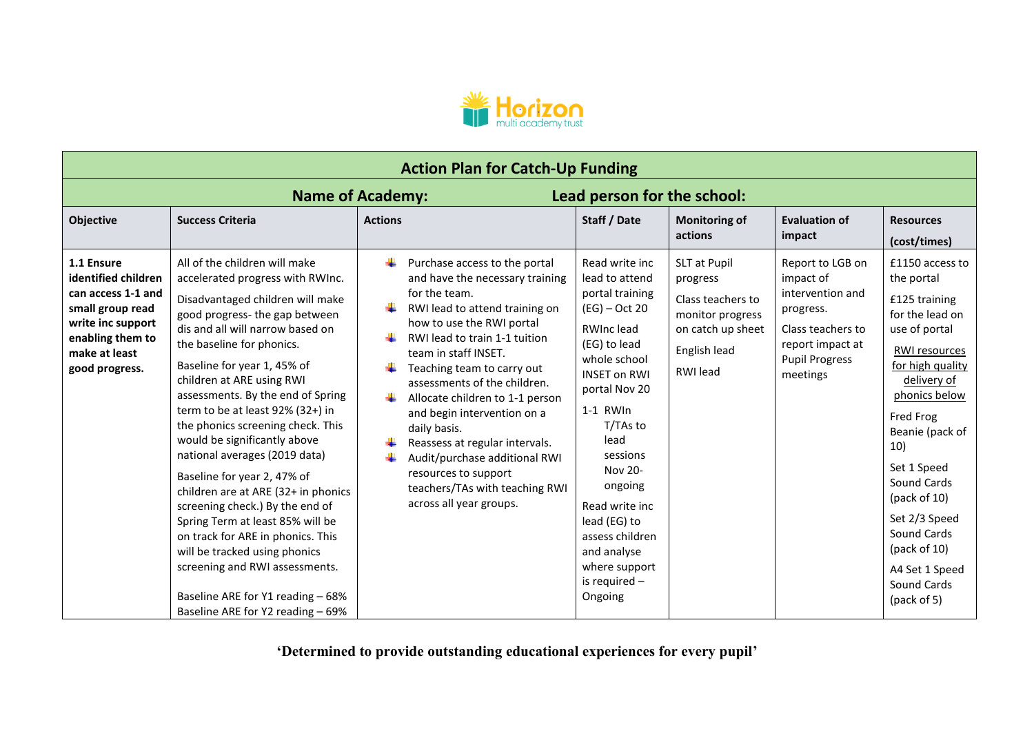| Action Plan for Catch-Up Funding | | | | | | |
|---|---|---|---|---|---|---|
| **Name of Academy:** | | | **Lead person for the school:** | | | |
| **Objective** | **Success Criteria** | **Actions** | **Staff / Date** | **Monitoring of actions** | **Evaluation of impact** | **Resources (cost/times)** |
| **1.1 Ensure identified children can access 1-1 and small group read write inc support enabling them to make at least good progress.** | All of the children will make accelerated progress with RWInc.<br><br>Disadvantaged children will make good progress- the gap between dis and all will narrow based on the baseline for phonics.<br><br>Baseline for year 1, 45% of children at ARE using RWI assessments. By the end of Spring term to be at least 92% (32+) in the phonics screening check. This would be significantly above national averages (2019 data)<br><br>Baseline for year 2, 47% of children are at ARE (32+ in phonics screening check.) By the end of Spring Term at least 85% will be on track for ARE in phonics. This will be tracked using phonics screening and RWI assessments.<br><br>Baseline ARE for Y1 reading – 68%<br>Baseline ARE for Y2 reading – 69% | - Purchase access to the portal and have the necessary training for the team.<br>- RWI lead to attend training on how to use the RWI portal<br>- RWI lead to train 1-1 tuition team in staff INSET.<br>- Teaching team to carry out assessments of the children.<br>- Allocate children to 1-1 person and begin intervention on a daily basis.<br>- Reassess at regular intervals.<br>- Audit/purchase additional RWI resources to support teachers/TAs with teaching RWI across all year groups. | Read write inc lead to attend portal training (EG) – Oct 20<br><br>RWInc lead (EG) to lead whole school INSET on RWI portal Nov 20<br><br>1-1 RWIn T/TAs to lead sessions Nov 20-ongoing<br><br>Read write inc lead (EG) to assess children and analyse where support is required – Ongoing | SLT at Pupil progress<br><br>Class teachers to monitor progress on catch up sheet<br><br>English lead<br><br>RWI lead | Report to LGB on impact of intervention and progress.<br><br>Class teachers to report impact at Pupil Progress meetings | £1150 access to the portal<br><br>£125 training for the lead on use of portal<br><br><u>RWI resources for high quality delivery of phonics below</u><br><br>Fred Frog Beanie (pack of 10)<br><br>Set 1 Speed Sound Cards (pack of 10)<br><br>Set 2/3 Speed Sound Cards (pack of 10)<br><br>A4 Set 1 Speed Sound Cards (pack of 5) |

**'Determined to provide outstanding educational experiences for every pupil'**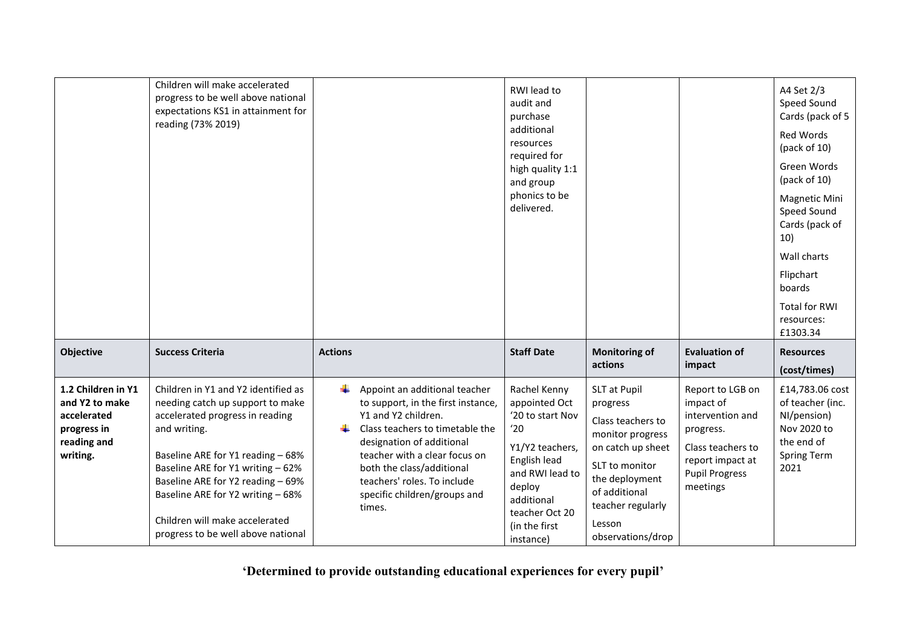| | | | | | | |
|---|---|---|---|---|---|---|
| | Children will make accelerated progress to be well above national expectations KS1 in attainment for reading (73% 2019) | | RWI lead to audit and purchase additional resources required for high quality 1:1 and group phonics to be delivered. | | | A4 Set 2/3 Speed Sound Cards (pack of 5<br><br>Red Words (pack of 10)<br><br>Green Words (pack of 10)<br><br>Magnetic Mini Speed Sound Cards (pack of 10)<br><br>Wall charts<br><br>Flipchart boards<br><br>Total for RWI resources: £1303.34 |
| **Objective** | **Success Criteria** | **Actions** | **Staff Date** | **Monitoring of actions** | **Evaluation of impact** | **Resources (cost/times)** |
| **1.2 Children in Y1 and Y2 to make accelerated progress in reading and writing.** | Children in Y1 and Y2 identified as needing catch up support to make accelerated progress in reading and writing.<br><br>Baseline ARE for Y1 reading – 68%<br>Baseline ARE for Y1 writing – 62%<br>Baseline ARE for Y2 reading – 69%<br>Baseline ARE for Y2 writing – 68%<br><br>Children will make accelerated progress to be well above national | - Appoint an additional teacher to support, in the first instance, Y1 and Y2 children.<br>- Class teachers to timetable the designation of additional teacher with a clear focus on both the class/additional teachers' roles. To include specific children/groups and times. | Rachel Kenny appointed Oct '20 to start Nov '20<br><br>Y1/Y2 teachers, English lead and RWI lead to deploy additional teacher Oct 20 (in the first instance) | SLT at Pupil progress<br><br>Class teachers to monitor progress on catch up sheet<br><br>SLT to monitor the deployment of additional teacher regularly<br><br>Lesson observations/drop | Report to LGB on impact of intervention and progress.<br><br>Class teachers to report impact at Pupil Progress meetings | £14,783.06 cost of teacher (inc. NI/pension) Nov 2020 to the end of Spring Term 2021 |

**'Determined to provide outstanding educational experiences for every pupil'**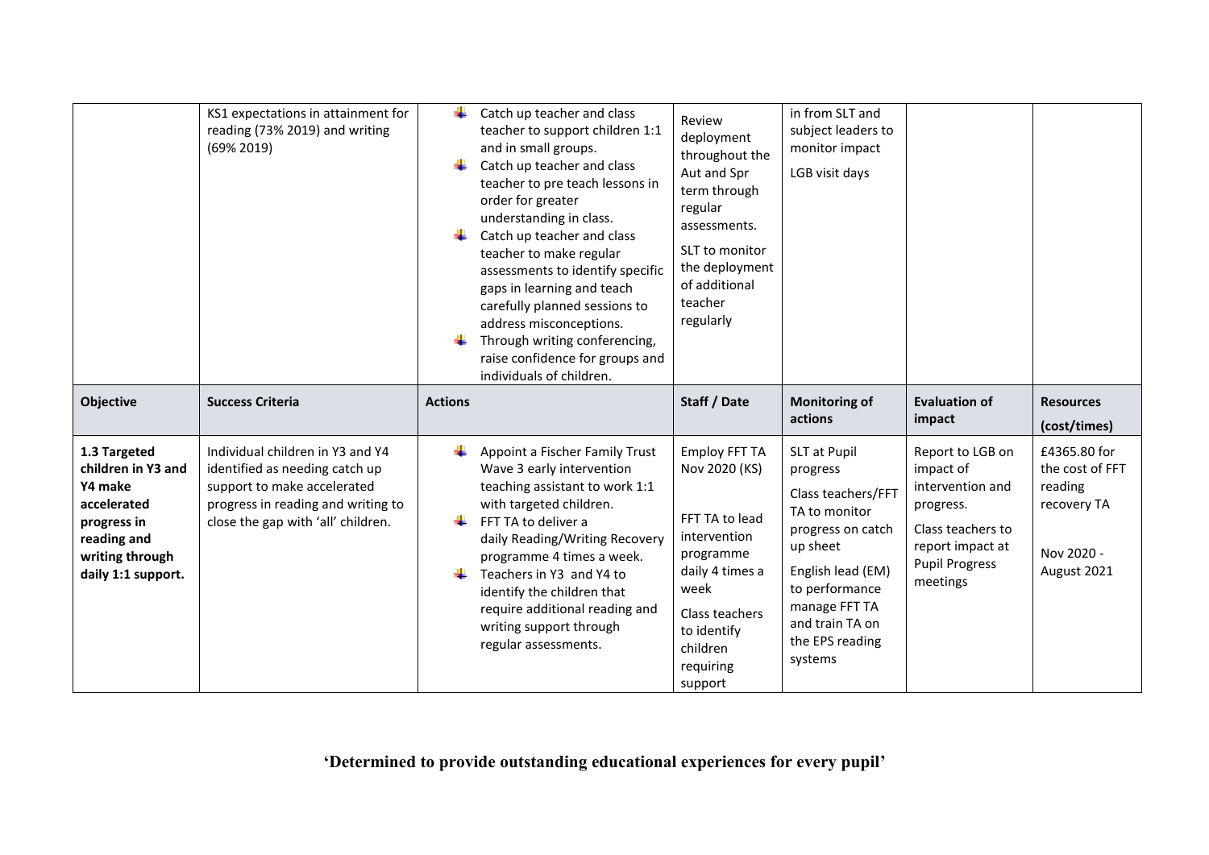| | | | | | | |
|---|---|---|---|---|---|---|
| | KS1 expectations in attainment for reading (73% 2019) and writing (69% 2019) | - Catch up teacher and class teacher to support children 1:1 and in small groups.<br>- Catch up teacher and class teacher to pre teach lessons in order for greater understanding in class.<br>- Catch up teacher and class teacher to make regular assessments to identify specific gaps in learning and teach carefully planned sessions to address misconceptions.<br>- Through writing conferencing, raise confidence for groups and individuals of children. | Review deployment throughout the Aut and Spr term through regular assessments.<br>SLT to monitor the deployment of additional teacher regularly | in from SLT and subject leaders to monitor impact<br>LGB visit days | | |
| **Objective** | **Success Criteria** | **Actions** | **Staff / Date** | **Monitoring of actions** | **Evaluation of impact** | **Resources (cost/times)** |
| **1.3 Targeted children in Y3 and Y4 make accelerated progress in reading and writing through daily 1:1 support.** | Individual children in Y3 and Y4 identified as needing catch up support to make accelerated progress in reading and writing to close the gap with 'all' children. | - Appoint a Fischer Family Trust Wave 3 early intervention teaching assistant to work 1:1 with targeted children.<br>- FFT TA to deliver a daily Reading/Writing Recovery programme 4 times a week.<br>- Teachers in Y3 and Y4 to identify the children that require additional reading and writing support through regular assessments. | Employ FFT TA Nov 2020 (KS)<br><br>FFT TA to lead intervention programme daily 4 times a week<br><br>Class teachers to identify children requiring support | SLT at Pupil progress<br>Class teachers/FFT TA to monitor progress on catch up sheet<br>English lead (EM) to performance manage FFT TA and train TA on the EPS reading systems | Report to LGB on impact of intervention and progress.<br>Class teachers to report impact at Pupil Progress meetings | £4365.80 for the cost of FFT reading recovery TA<br><br>Nov 2020 - August 2021 |

**'Determined to provide outstanding educational experiences for every pupil'**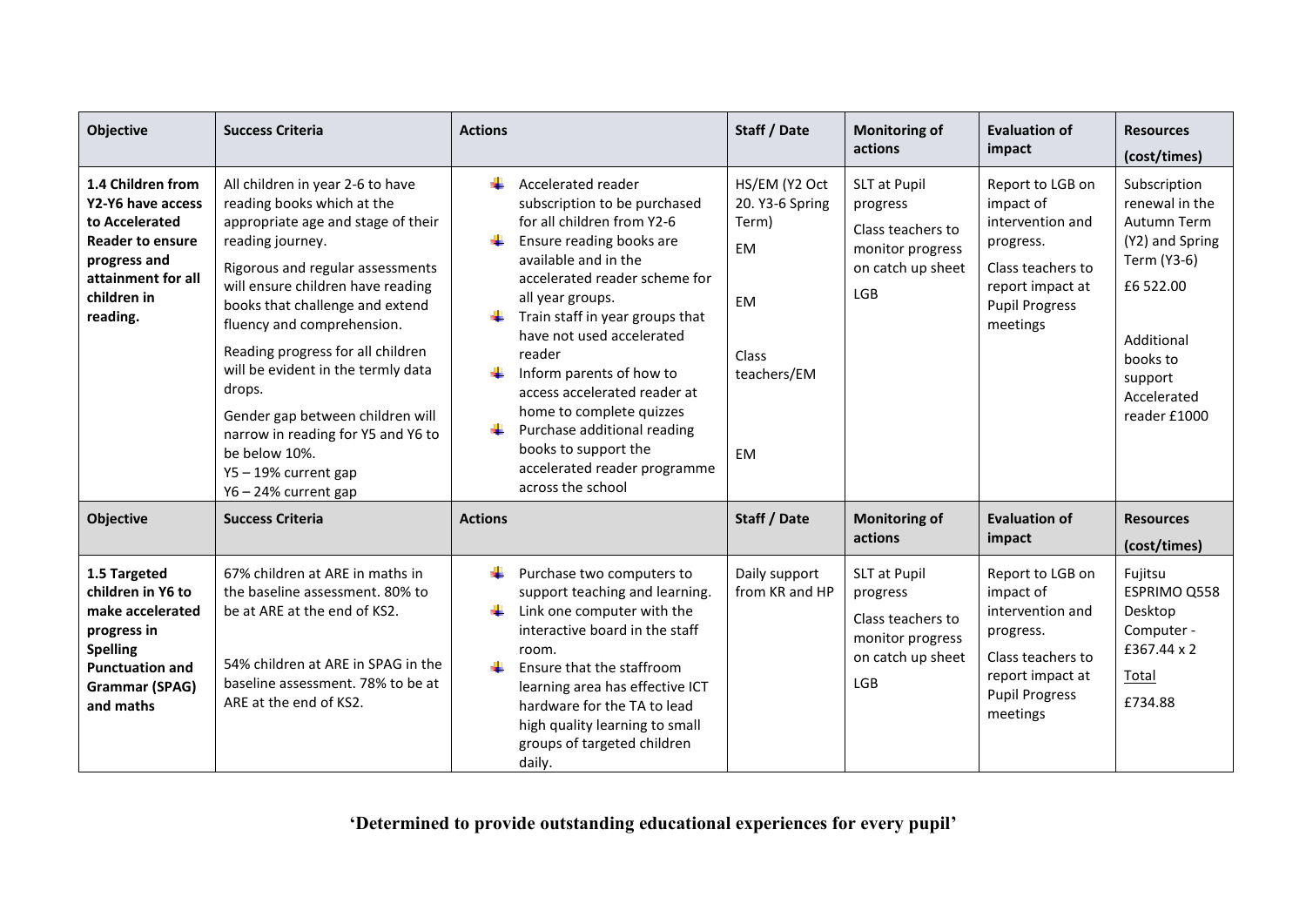| Objective | Success Criteria | Actions | Staff / Date | Monitoring of actions | Evaluation of impact | Resources (cost/times) |
|---|---|---|---|---|---|---|
| **1.4 Children from Y2-Y6 have access to Accelerated Reader to ensure progress and attainment for all children in reading.** | All children in year 2-6 to have reading books which at the appropriate age and stage of their reading journey.<br><br>Rigorous and regular assessments will ensure children have reading books that challenge and extend fluency and comprehension.<br><br>Reading progress for all children will be evident in the termly data drops.<br><br>Gender gap between children will narrow in reading for Y5 and Y6 to be below 10%.<br>Y5 – 19% current gap<br>Y6 – 24% current gap | - Accelerated reader subscription to be purchased for all children from Y2-6<br>- Ensure reading books are available and in the accelerated reader scheme for all year groups.<br>- Train staff in year groups that have not used accelerated reader<br>- Inform parents of how to access accelerated reader at home to complete quizzes<br>- Purchase additional reading books to support the accelerated reader programme across the school | HS/EM (Y2 Oct 20. Y3-6 Spring Term)<br><br>EM<br><br>EM<br><br>Class teachers/EM<br><br>EM | SLT at Pupil progress<br><br>Class teachers to monitor progress on catch up sheet<br><br>LGB | Report to LGB on impact of intervention and progress.<br><br>Class teachers to report impact at Pupil Progress meetings | Subscription renewal in the Autumn Term (Y2) and Spring Term (Y3-6)<br><br>£6 522.00<br><br>Additional books to support Accelerated reader £1000 |
| **Objective** | **Success Criteria** | **Actions** | **Staff / Date** | **Monitoring of actions** | **Evaluation of impact** | **Resources (cost/times)** |
| **1.5 Targeted children in Y6 to make accelerated progress in Spelling Punctuation and Grammar (SPAG) and maths** | 67% children at ARE in maths in the baseline assessment. 80% to be at ARE at the end of KS2.<br><br>54% children at ARE in SPAG in the baseline assessment. 78% to be at ARE at the end of KS2. | - Purchase two computers to support teaching and learning.<br>- Link one computer with the interactive board in the staff room.<br>- Ensure that the staffroom learning area has effective ICT hardware for the TA to lead high quality learning to small groups of targeted children daily. | Daily support from KR and HP | SLT at Pupil progress<br><br>Class teachers to monitor progress on catch up sheet<br><br>LGB | Report to LGB on impact of intervention and progress.<br><br>Class teachers to report impact at Pupil Progress meetings | Fujitsu ESPRIMO Q558 Desktop Computer - £367.44 x 2<br><br>Total<br><br>£734.88 |

**'Determined to provide outstanding educational experiences for every pupil'**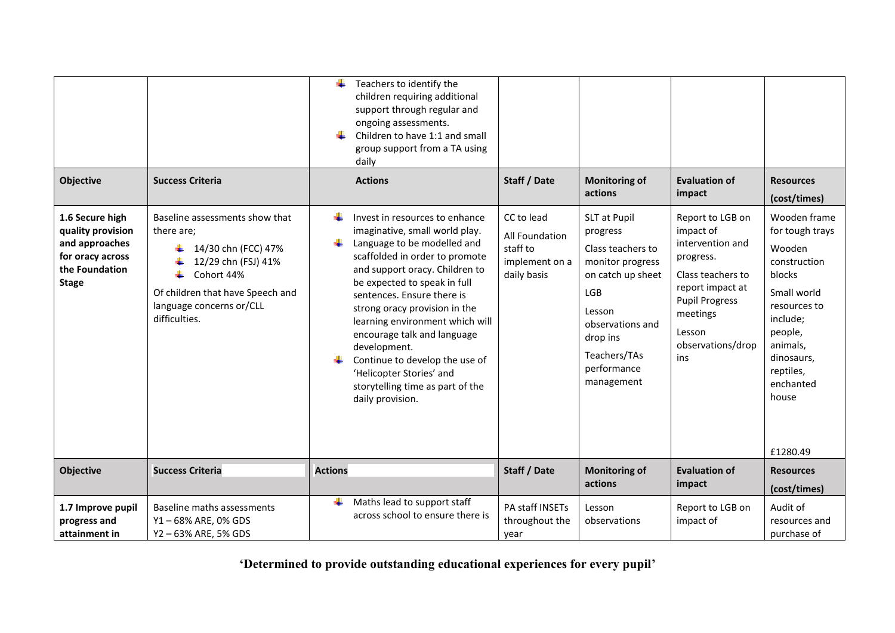| | | | | | | |
|---|---|---|---|---|---|---|
| | | - Teachers to identify the children requiring additional support through regular and ongoing assessments.<br>- Children to have 1:1 and small group support from a TA using daily | | | | |
| **Objective** | **Success Criteria** | **Actions** | **Staff / Date** | **Monitoring of actions** | **Evaluation of impact** | **Resources (cost/times)** |
| **1.6 Secure high quality provision and approaches for oracy across the Foundation Stage** | Baseline assessments show that there are;<br>- 14/30 chn (FCC) 47%<br>- 12/29 chn (FSJ) 41%<br>- Cohort 44%<br>Of children that have Speech and language concerns or/CLL difficulties. | - Invest in resources to enhance imaginative, small world play.<br>- Language to be modelled and scaffolded in order to promote and support oracy. Children to be expected to speak in full sentences. Ensure there is strong oracy provision in the learning environment which will encourage talk and language development.<br>- Continue to develop the use of 'Helicopter Stories' and storytelling time as part of the daily provision. | CC to lead<br>All Foundation staff to implement on a daily basis | SLT at Pupil progress<br>Class teachers to monitor progress on catch up sheet<br>LGB<br>Lesson observations and drop ins<br>Teachers/TAs performance management | Report to LGB on impact of intervention and progress.<br>Class teachers to report impact at Pupil Progress meetings<br>Lesson observations/drop ins | Wooden frame for tough trays<br>Wooden construction blocks<br>Small world resources to include; people, animals, dinosaurs, reptiles, enchanted house<br>£1280.49 |
| **Objective** | **Success Criteria** | **Actions** | **Staff / Date** | **Monitoring of actions** | **Evaluation of impact** | **Resources (cost/times)** |
| **1.7 Improve pupil progress and attainment in** | Baseline maths assessments<br>Y1 – 68% ARE, 0% GDS<br>Y2 – 63% ARE, 5% GDS | - Maths lead to support staff across school to ensure there is | PA staff INSETs throughout the year | Lesson observations | Report to LGB on impact of | Audit of resources and purchase of |

'Determined to provide outstanding educational experiences for every pupil'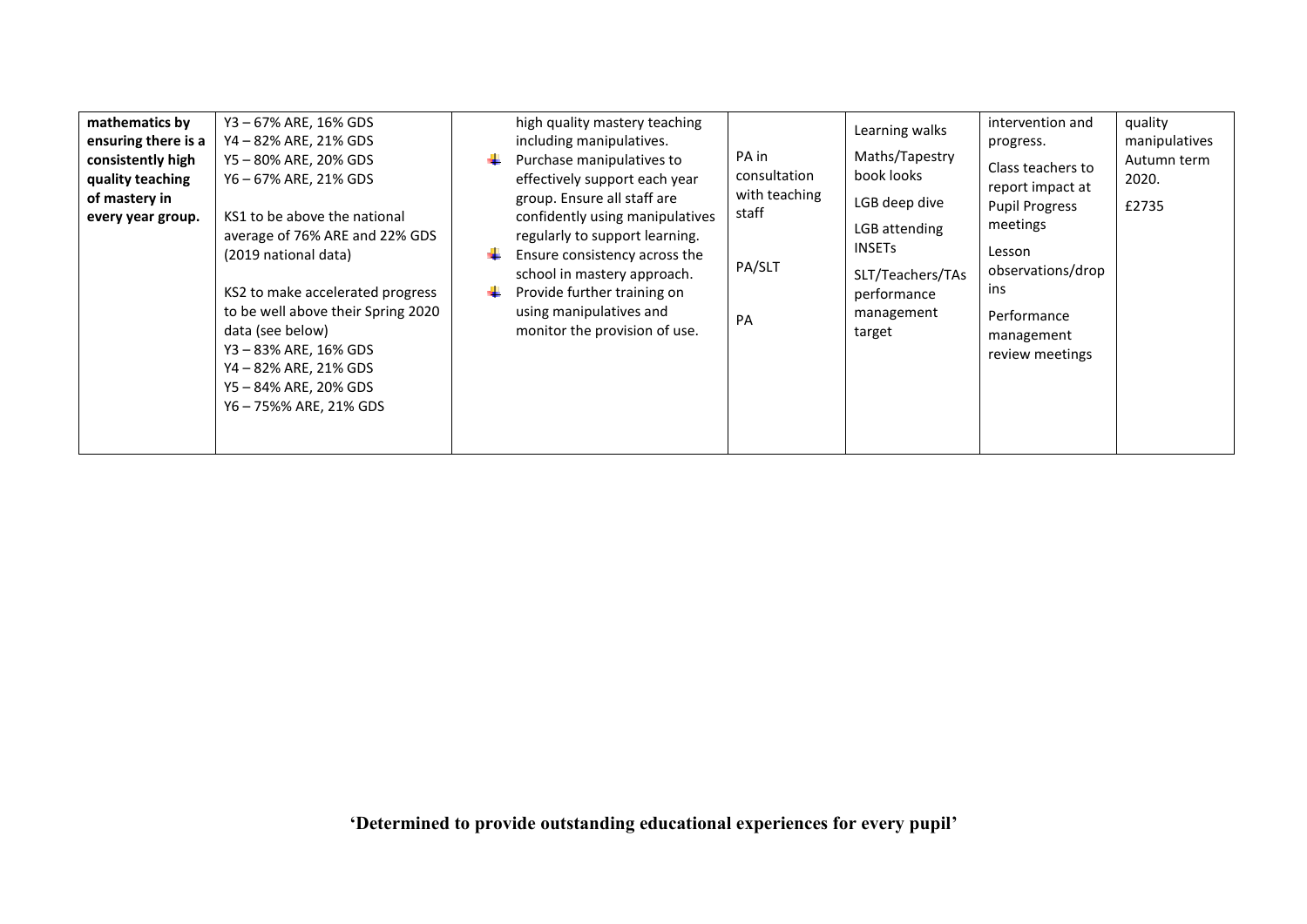| | | | | | | |
|---|---|---|---|---|---|---|
| **mathematics by ensuring there is a consistently high quality teaching of mastery in every year group.** | Y3 – 67% ARE, 16% GDS<br>Y4 – 82% ARE, 21% GDS<br>Y5 – 80% ARE, 20% GDS<br>Y6 – 67% ARE, 21% GDS<br><br>KS1 to be above the national average of 76% ARE and 22% GDS (2019 national data)<br><br>KS2 to make accelerated progress to be well above their Spring 2020 data (see below)<br>Y3 – 83% ARE, 16% GDS<br>Y4 – 82% ARE, 21% GDS<br>Y5 – 84% ARE, 20% GDS<br>Y6 – 75%% ARE, 21% GDS | high quality mastery teaching including manipulatives.<br>- Purchase manipulatives to effectively support each year group. Ensure all staff are confidently using manipulatives regularly to support learning.<br>- Ensure consistency across the school in mastery approach.<br>- Provide further training on using manipulatives and monitor the provision of use. | PA in consultation with teaching staff<br><br>PA/SLT<br><br>PA | Learning walks<br>Maths/Tapestry book looks<br>LGB deep dive<br>LGB attending INSETs<br>SLT/Teachers/TAs performance management target | intervention and progress.<br>Class teachers to report impact at Pupil Progress meetings<br>Lesson observations/drop ins<br>Performance management review meetings | quality manipulatives Autumn term 2020.<br>£2735 |

**'Determined to provide outstanding educational experiences for every pupil'**